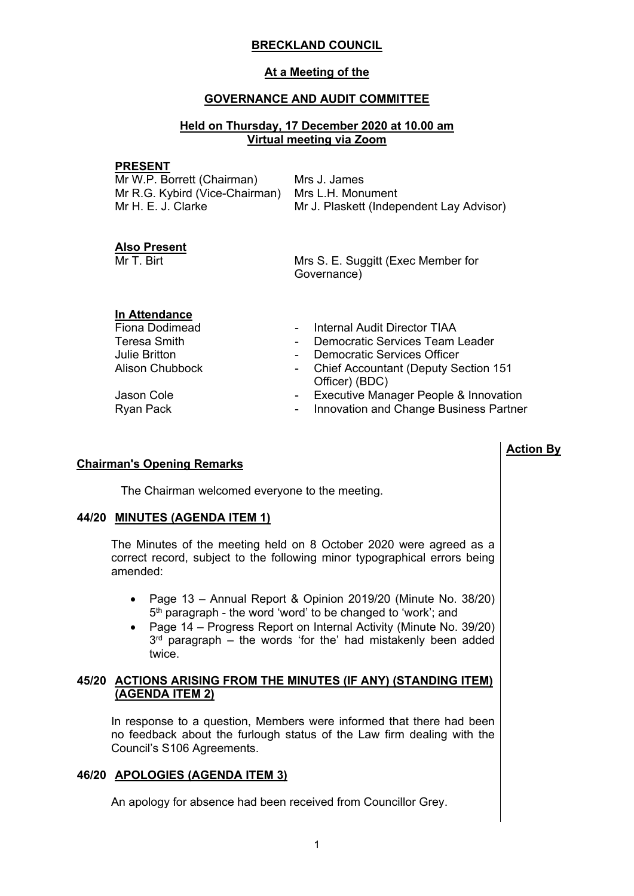**BRECKLAND COUNCIL**

**At a Meeting of the**

**GOVERNANCE AND AUDIT COMMITTEE**

**Held on Thursday, 17 December 2020 at 10.00 am**
**Virtual meeting via Zoom**

**PRESENT**

| | |
|---|---|
| Mr W.P. Borrett (Chairman) | Mrs J. James |
| Mr R.G. Kybird (Vice-Chairman) | Mrs L.H. Monument |
| Mr H. E. J. Clarke | Mr J. Plaskett (Independent Lay Advisor) |

**Also Present**

| | |
|---|---|
| Mr T. Birt | Mrs S. E. Suggitt (Exec Member for Governance) |

**In Attendance**

| | |
|---|---|
| Fiona Dodimead | - Internal Audit Director TIAA |
| Teresa Smith | - Democratic Services Team Leader |
| Julie Britton | - Democratic Services Officer |
| Alison Chubbock | - Chief Accountant (Deputy Section 151 Officer) (BDC) |
| Jason Cole | - Executive Manager People & Innovation |
| Ryan Pack | - Innovation and Change Business Partner |

**Action By**

**Chairman's Opening Remarks**

The Chairman welcomed everyone to the meeting.

**44/20 MINUTES (AGENDA ITEM 1)**

The Minutes of the meeting held on 8 October 2020 were agreed as a correct record, subject to the following minor typographical errors being amended:

- Page 13 – Annual Report & Opinion 2019/20 (Minute No. 38/20) 5th paragraph - the word 'word' to be changed to 'work'; and
- Page 14 – Progress Report on Internal Activity (Minute No. 39/20) 3rd paragraph – the words 'for the' had mistakenly been added twice.

**45/20 ACTIONS ARISING FROM THE MINUTES (IF ANY) (STANDING ITEM) (AGENDA ITEM 2)**

In response to a question, Members were informed that there had been no feedback about the furlough status of the Law firm dealing with the Council's S106 Agreements.

**46/20 APOLOGIES (AGENDA ITEM 3)**

An apology for absence had been received from Councillor Grey.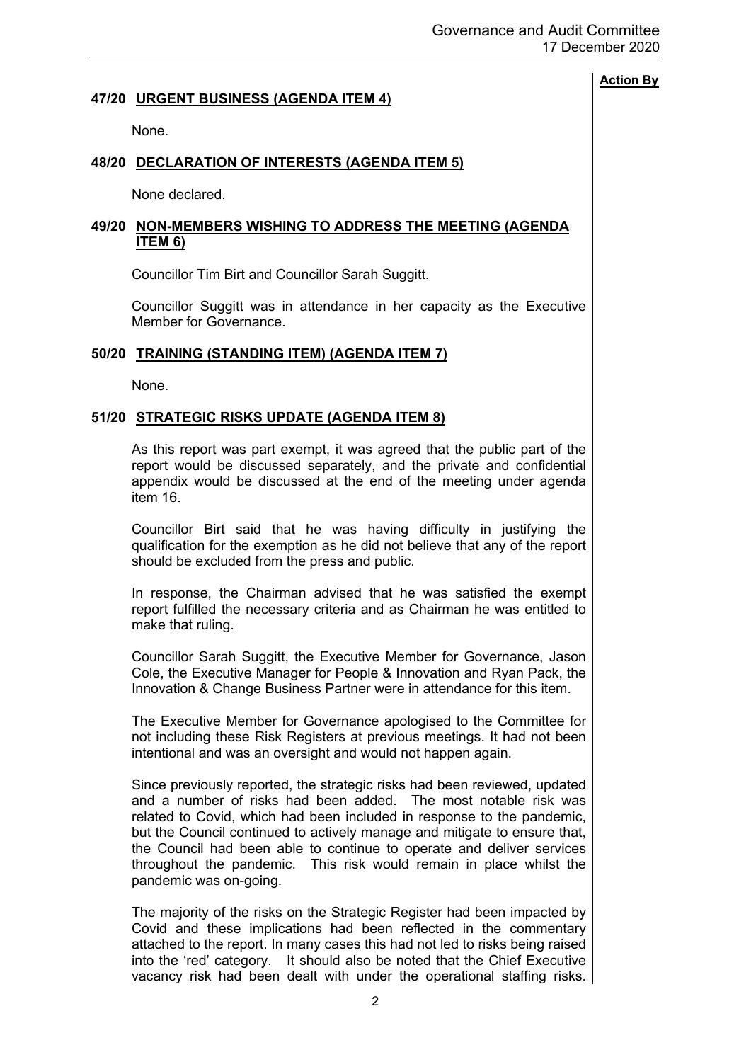**Action By**

### 47/20 URGENT BUSINESS (AGENDA ITEM 4)

None.

### 48/20 DECLARATION OF INTERESTS (AGENDA ITEM 5)

None declared.

### 49/20 NON-MEMBERS WISHING TO ADDRESS THE MEETING (AGENDA ITEM 6)

Councillor Tim Birt and Councillor Sarah Suggitt.

Councillor Suggitt was in attendance in her capacity as the Executive Member for Governance.

### 50/20 TRAINING (STANDING ITEM) (AGENDA ITEM 7)

None.

### 51/20 STRATEGIC RISKS UPDATE (AGENDA ITEM 8)

As this report was part exempt, it was agreed that the public part of the report would be discussed separately, and the private and confidential appendix would be discussed at the end of the meeting under agenda item 16.

Councillor Birt said that he was having difficulty in justifying the qualification for the exemption as he did not believe that any of the report should be excluded from the press and public.

In response, the Chairman advised that he was satisfied the exempt report fulfilled the necessary criteria and as Chairman he was entitled to make that ruling.

Councillor Sarah Suggitt, the Executive Member for Governance, Jason Cole, the Executive Manager for People & Innovation and Ryan Pack, the Innovation & Change Business Partner were in attendance for this item.

The Executive Member for Governance apologised to the Committee for not including these Risk Registers at previous meetings. It had not been intentional and was an oversight and would not happen again.

Since previously reported, the strategic risks had been reviewed, updated and a number of risks had been added. The most notable risk was related to Covid, which had been included in response to the pandemic, but the Council continued to actively manage and mitigate to ensure that, the Council had been able to continue to operate and deliver services throughout the pandemic. This risk would remain in place whilst the pandemic was on-going.

The majority of the risks on the Strategic Register had been impacted by Covid and these implications had been reflected in the commentary attached to the report. In many cases this had not led to risks being raised into the 'red' category. It should also be noted that the Chief Executive vacancy risk had been dealt with under the operational staffing risks.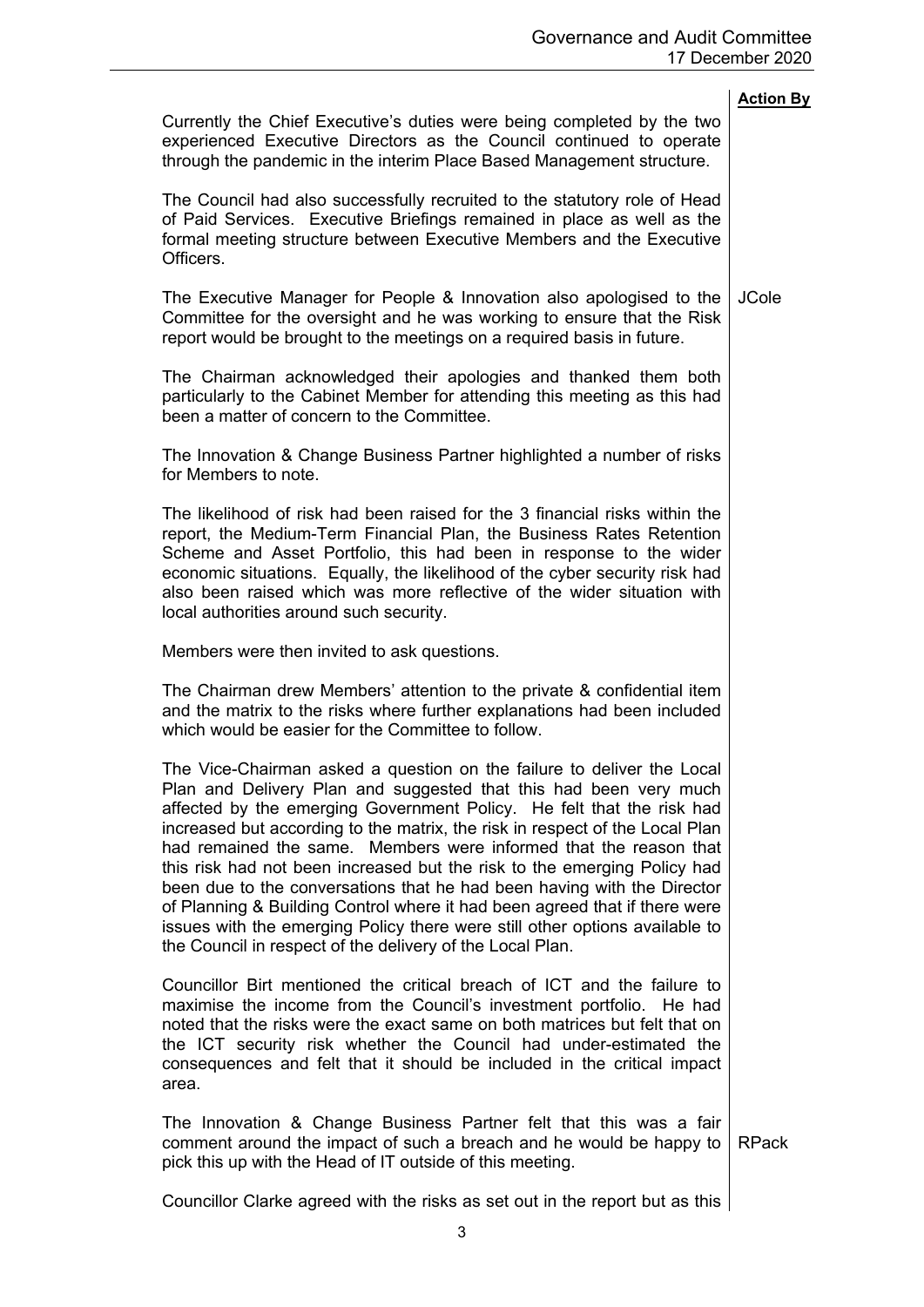**Action By**

Currently the Chief Executive's duties were being completed by the two experienced Executive Directors as the Council continued to operate through the pandemic in the interim Place Based Management structure.

The Council had also successfully recruited to the statutory role of Head of Paid Services. Executive Briefings remained in place as well as the formal meeting structure between Executive Members and the Executive Officers.

The Executive Manager for People & Innovation also apologised to the Committee for the oversight and he was working to ensure that the Risk report would be brought to the meetings on a required basis in future. **JCole**

The Chairman acknowledged their apologies and thanked them both particularly to the Cabinet Member for attending this meeting as this had been a matter of concern to the Committee.

The Innovation & Change Business Partner highlighted a number of risks for Members to note.

The likelihood of risk had been raised for the 3 financial risks within the report, the Medium-Term Financial Plan, the Business Rates Retention Scheme and Asset Portfolio, this had been in response to the wider economic situations. Equally, the likelihood of the cyber security risk had also been raised which was more reflective of the wider situation with local authorities around such security.

Members were then invited to ask questions.

The Chairman drew Members' attention to the private & confidential item and the matrix to the risks where further explanations had been included which would be easier for the Committee to follow.

The Vice-Chairman asked a question on the failure to deliver the Local Plan and Delivery Plan and suggested that this had been very much affected by the emerging Government Policy. He felt that the risk had increased but according to the matrix, the risk in respect of the Local Plan had remained the same. Members were informed that the reason that this risk had not been increased but the risk to the emerging Policy had been due to the conversations that he had been having with the Director of Planning & Building Control where it had been agreed that if there were issues with the emerging Policy there were still other options available to the Council in respect of the delivery of the Local Plan.

Councillor Birt mentioned the critical breach of ICT and the failure to maximise the income from the Council's investment portfolio. He had noted that the risks were the exact same on both matrices but felt that on the ICT security risk whether the Council had under-estimated the consequences and felt that it should be included in the critical impact area.

The Innovation & Change Business Partner felt that this was a fair comment around the impact of such a breach and he would be happy to pick this up with the Head of IT outside of this meeting. **RPack**

Councillor Clarke agreed with the risks as set out in the report but as this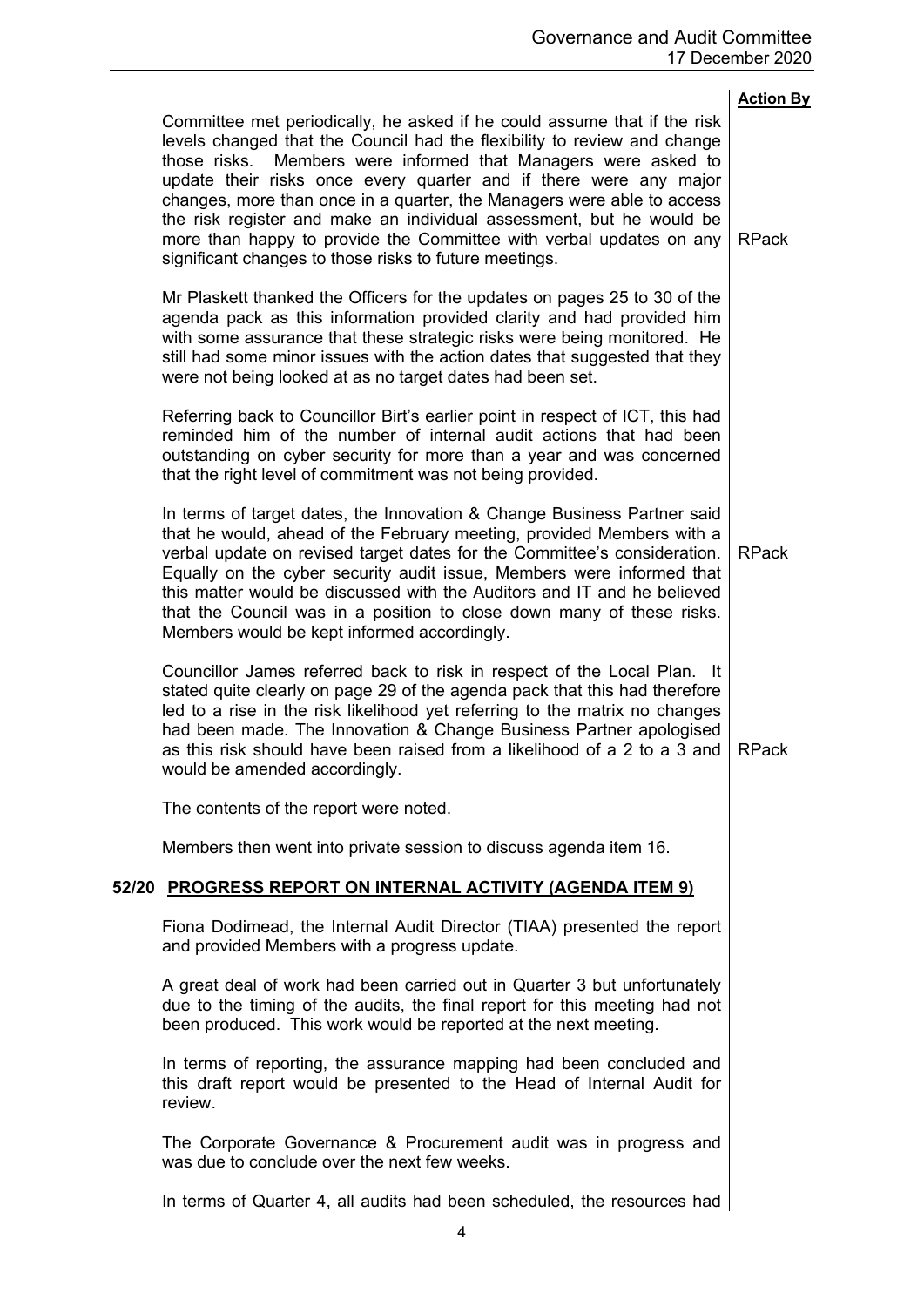**Action By**

Committee met periodically, he asked if he could assume that if the risk levels changed that the Council had the flexibility to review and change those risks. Members were informed that Managers were asked to update their risks once every quarter and if there were any major changes, more than once in a quarter, the Managers were able to access the risk register and make an individual assessment, but he would be more than happy to provide the Committee with verbal updates on any significant changes to those risks to future meetings. — RPack

Mr Plaskett thanked the Officers for the updates on pages 25 to 30 of the agenda pack as this information provided clarity and had provided him with some assurance that these strategic risks were being monitored. He still had some minor issues with the action dates that suggested that they were not being looked at as no target dates had been set.

Referring back to Councillor Birt's earlier point in respect of ICT, this had reminded him of the number of internal audit actions that had been outstanding on cyber security for more than a year and was concerned that the right level of commitment was not being provided.

In terms of target dates, the Innovation & Change Business Partner said that he would, ahead of the February meeting, provided Members with a verbal update on revised target dates for the Committee's consideration. Equally on the cyber security audit issue, Members were informed that this matter would be discussed with the Auditors and IT and he believed that the Council was in a position to close down many of these risks. Members would be kept informed accordingly. — RPack

Councillor James referred back to risk in respect of the Local Plan. It stated quite clearly on page 29 of the agenda pack that this had therefore led to a rise in the risk likelihood yet referring to the matrix no changes had been made. The Innovation & Change Business Partner apologised as this risk should have been raised from a likelihood of a 2 to a 3 and would be amended accordingly. — RPack

The contents of the report were noted.

Members then went into private session to discuss agenda item 16.

## 52/20 PROGRESS REPORT ON INTERNAL ACTIVITY (AGENDA ITEM 9)

Fiona Dodimead, the Internal Audit Director (TIAA) presented the report and provided Members with a progress update.

A great deal of work had been carried out in Quarter 3 but unfortunately due to the timing of the audits, the final report for this meeting had not been produced. This work would be reported at the next meeting.

In terms of reporting, the assurance mapping had been concluded and this draft report would be presented to the Head of Internal Audit for review.

The Corporate Governance & Procurement audit was in progress and was due to conclude over the next few weeks.

In terms of Quarter 4, all audits had been scheduled, the resources had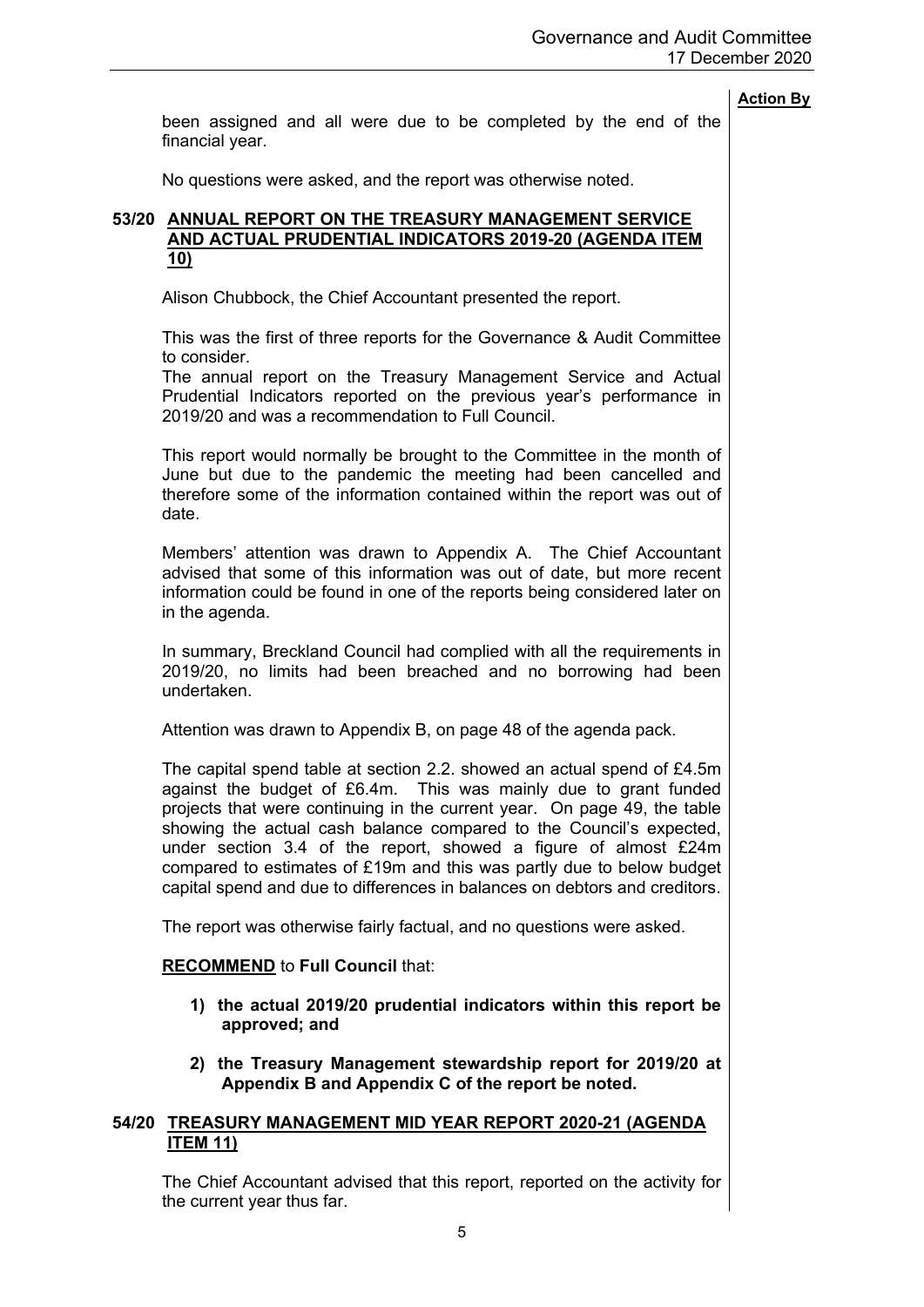**Action By**

been assigned and all were due to be completed by the end of the financial year.

No questions were asked, and the report was otherwise noted.

## 53/20 ANNUAL REPORT ON THE TREASURY MANAGEMENT SERVICE AND ACTUAL PRUDENTIAL INDICATORS 2019-20 (AGENDA ITEM 10)

Alison Chubbock, the Chief Accountant presented the report.

This was the first of three reports for the Governance & Audit Committee to consider.

The annual report on the Treasury Management Service and Actual Prudential Indicators reported on the previous year's performance in 2019/20 and was a recommendation to Full Council.

This report would normally be brought to the Committee in the month of June but due to the pandemic the meeting had been cancelled and therefore some of the information contained within the report was out of date.

Members' attention was drawn to Appendix A. The Chief Accountant advised that some of this information was out of date, but more recent information could be found in one of the reports being considered later on in the agenda.

In summary, Breckland Council had complied with all the requirements in 2019/20, no limits had been breached and no borrowing had been undertaken.

Attention was drawn to Appendix B, on page 48 of the agenda pack.

The capital spend table at section 2.2. showed an actual spend of £4.5m against the budget of £6.4m. This was mainly due to grant funded projects that were continuing in the current year. On page 49, the table showing the actual cash balance compared to the Council's expected, under section 3.4 of the report, showed a figure of almost £24m compared to estimates of £19m and this was partly due to below budget capital spend and due to differences in balances on debtors and creditors.

The report was otherwise fairly factual, and no questions were asked.

**RECOMMEND** to **Full Council** that:

1) **the actual 2019/20 prudential indicators within this report be approved; and**
2) **the Treasury Management stewardship report for 2019/20 at Appendix B and Appendix C of the report be noted.**

## 54/20 TREASURY MANAGEMENT MID YEAR REPORT 2020-21 (AGENDA ITEM 11)

The Chief Accountant advised that this report, reported on the activity for the current year thus far.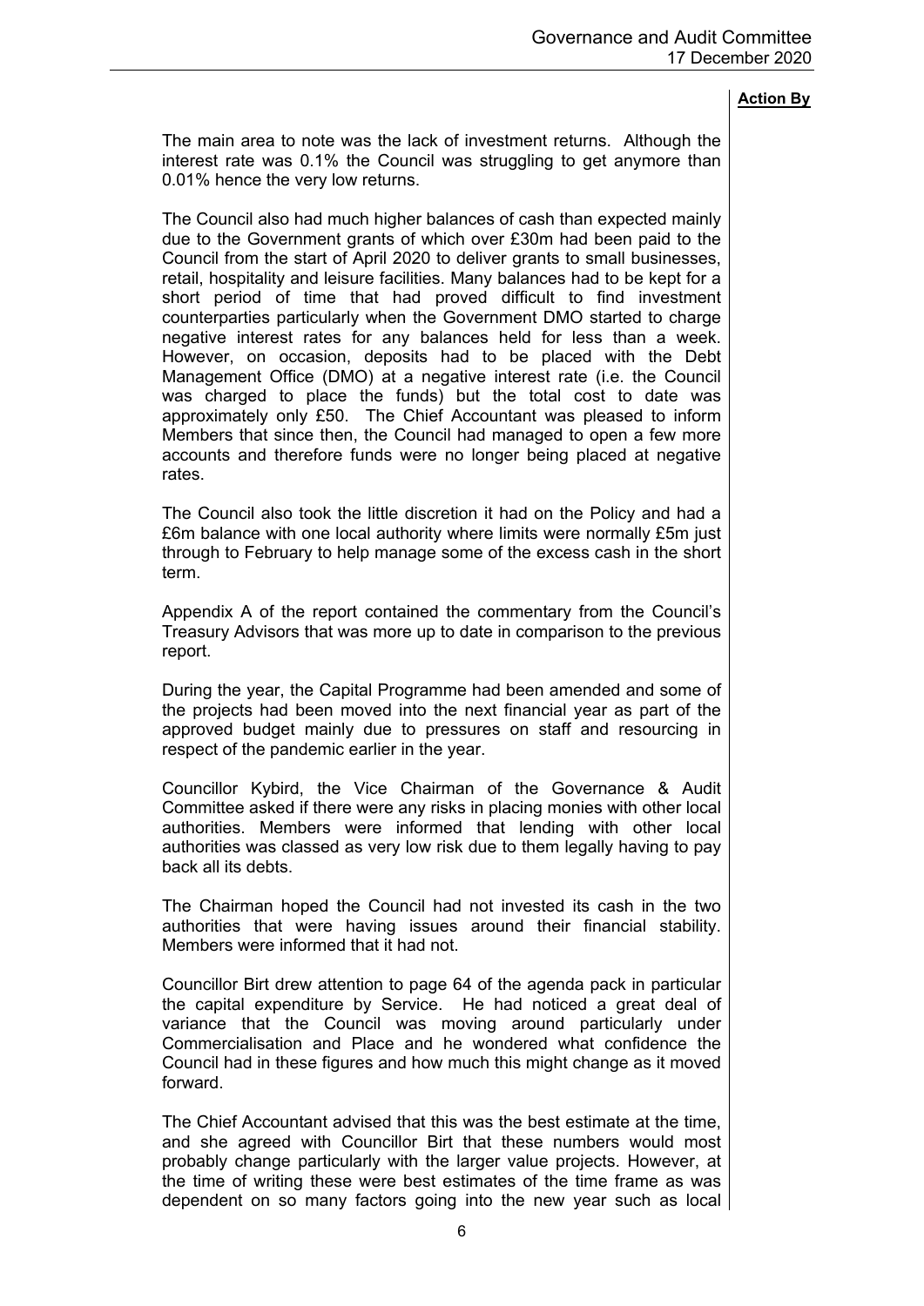**Action By**

The main area to note was the lack of investment returns. Although the interest rate was 0.1% the Council was struggling to get anymore than 0.01% hence the very low returns.

The Council also had much higher balances of cash than expected mainly due to the Government grants of which over £30m had been paid to the Council from the start of April 2020 to deliver grants to small businesses, retail, hospitality and leisure facilities. Many balances had to be kept for a short period of time that had proved difficult to find investment counterparties particularly when the Government DMO started to charge negative interest rates for any balances held for less than a week. However, on occasion, deposits had to be placed with the Debt Management Office (DMO) at a negative interest rate (i.e. the Council was charged to place the funds) but the total cost to date was approximately only £50. The Chief Accountant was pleased to inform Members that since then, the Council had managed to open a few more accounts and therefore funds were no longer being placed at negative rates.

The Council also took the little discretion it had on the Policy and had a £6m balance with one local authority where limits were normally £5m just through to February to help manage some of the excess cash in the short term.

Appendix A of the report contained the commentary from the Council's Treasury Advisors that was more up to date in comparison to the previous report.

During the year, the Capital Programme had been amended and some of the projects had been moved into the next financial year as part of the approved budget mainly due to pressures on staff and resourcing in respect of the pandemic earlier in the year.

Councillor Kybird, the Vice Chairman of the Governance & Audit Committee asked if there were any risks in placing monies with other local authorities. Members were informed that lending with other local authorities was classed as very low risk due to them legally having to pay back all its debts.

The Chairman hoped the Council had not invested its cash in the two authorities that were having issues around their financial stability. Members were informed that it had not.

Councillor Birt drew attention to page 64 of the agenda pack in particular the capital expenditure by Service. He had noticed a great deal of variance that the Council was moving around particularly under Commercialisation and Place and he wondered what confidence the Council had in these figures and how much this might change as it moved forward.

The Chief Accountant advised that this was the best estimate at the time, and she agreed with Councillor Birt that these numbers would most probably change particularly with the larger value projects. However, at the time of writing these were best estimates of the time frame as was dependent on so many factors going into the new year such as local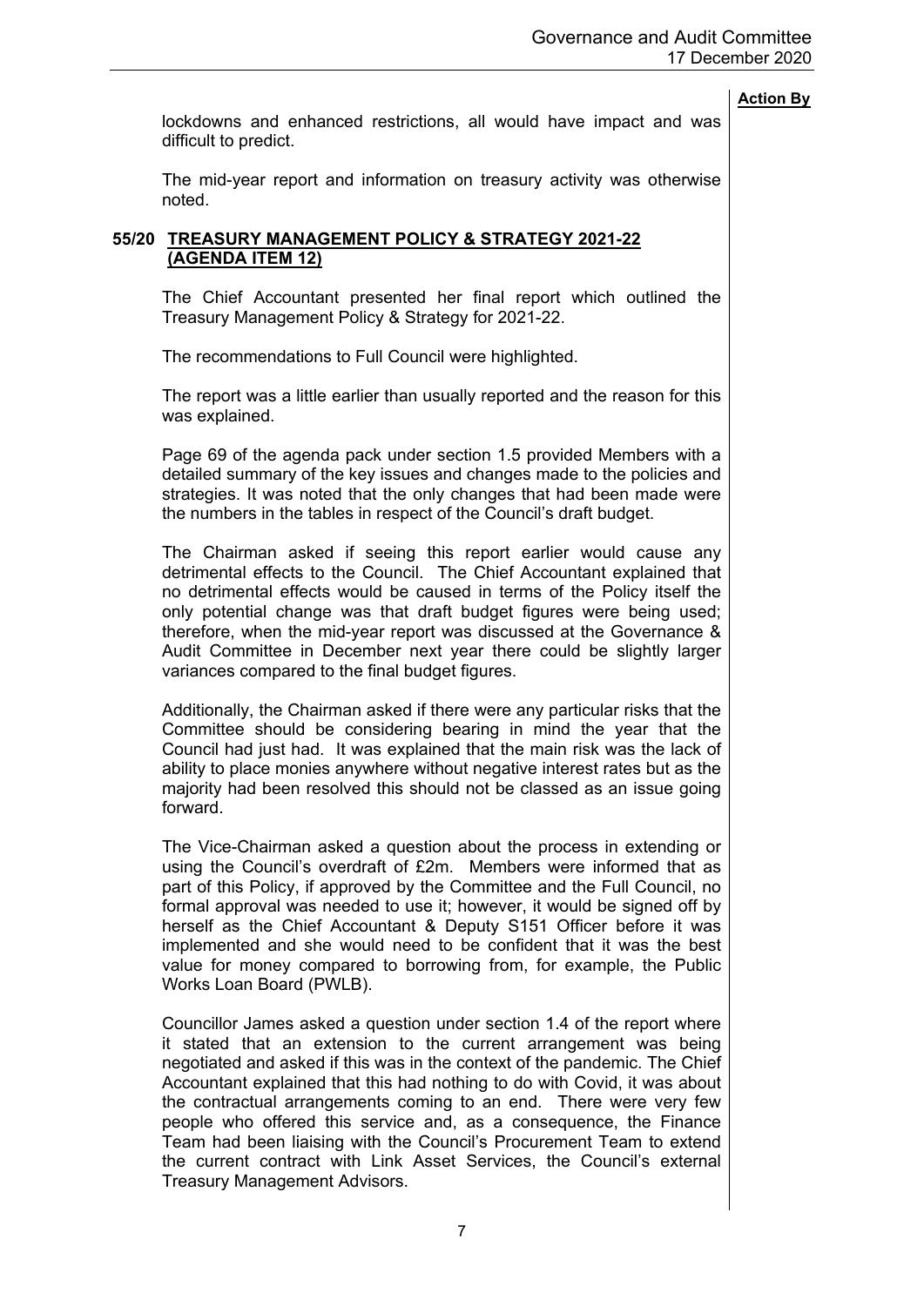**Action By**

lockdowns and enhanced restrictions, all would have impact and was difficult to predict.

The mid-year report and information on treasury activity was otherwise noted.

## 55/20 TREASURY MANAGEMENT POLICY & STRATEGY 2021-22 (AGENDA ITEM 12)

The Chief Accountant presented her final report which outlined the Treasury Management Policy & Strategy for 2021-22.

The recommendations to Full Council were highlighted.

The report was a little earlier than usually reported and the reason for this was explained.

Page 69 of the agenda pack under section 1.5 provided Members with a detailed summary of the key issues and changes made to the policies and strategies. It was noted that the only changes that had been made were the numbers in the tables in respect of the Council's draft budget.

The Chairman asked if seeing this report earlier would cause any detrimental effects to the Council. The Chief Accountant explained that no detrimental effects would be caused in terms of the Policy itself the only potential change was that draft budget figures were being used; therefore, when the mid-year report was discussed at the Governance & Audit Committee in December next year there could be slightly larger variances compared to the final budget figures.

Additionally, the Chairman asked if there were any particular risks that the Committee should be considering bearing in mind the year that the Council had just had. It was explained that the main risk was the lack of ability to place monies anywhere without negative interest rates but as the majority had been resolved this should not be classed as an issue going forward.

The Vice-Chairman asked a question about the process in extending or using the Council's overdraft of £2m. Members were informed that as part of this Policy, if approved by the Committee and the Full Council, no formal approval was needed to use it; however, it would be signed off by herself as the Chief Accountant & Deputy S151 Officer before it was implemented and she would need to be confident that it was the best value for money compared to borrowing from, for example, the Public Works Loan Board (PWLB).

Councillor James asked a question under section 1.4 of the report where it stated that an extension to the current arrangement was being negotiated and asked if this was in the context of the pandemic. The Chief Accountant explained that this had nothing to do with Covid, it was about the contractual arrangements coming to an end. There were very few people who offered this service and, as a consequence, the Finance Team had been liaising with the Council's Procurement Team to extend the current contract with Link Asset Services, the Council's external Treasury Management Advisors.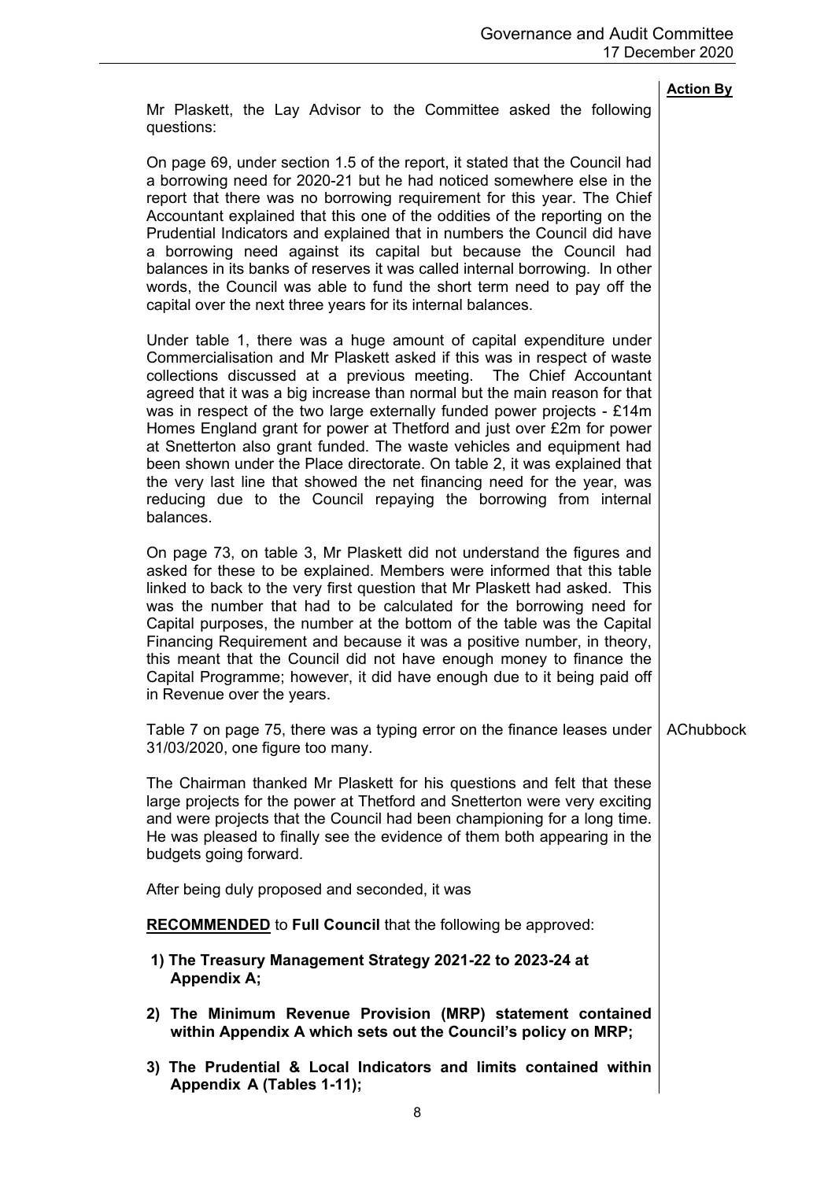**Action By**

Mr Plaskett, the Lay Advisor to the Committee asked the following questions:

On page 69, under section 1.5 of the report, it stated that the Council had a borrowing need for 2020-21 but he had noticed somewhere else in the report that there was no borrowing requirement for this year. The Chief Accountant explained that this one of the oddities of the reporting on the Prudential Indicators and explained that in numbers the Council did have a borrowing need against its capital but because the Council had balances in its banks of reserves it was called internal borrowing. In other words, the Council was able to fund the short term need to pay off the capital over the next three years for its internal balances.

Under table 1, there was a huge amount of capital expenditure under Commercialisation and Mr Plaskett asked if this was in respect of waste collections discussed at a previous meeting. The Chief Accountant agreed that it was a big increase than normal but the main reason for that was in respect of the two large externally funded power projects - £14m Homes England grant for power at Thetford and just over £2m for power at Snetterton also grant funded. The waste vehicles and equipment had been shown under the Place directorate. On table 2, it was explained that the very last line that showed the net financing need for the year, was reducing due to the Council repaying the borrowing from internal balances.

On page 73, on table 3, Mr Plaskett did not understand the figures and asked for these to be explained. Members were informed that this table linked to back to the very first question that Mr Plaskett had asked. This was the number that had to be calculated for the borrowing need for Capital purposes, the number at the bottom of the table was the Capital Financing Requirement and because it was a positive number, in theory, this meant that the Council did not have enough money to finance the Capital Programme; however, it did have enough due to it being paid off in Revenue over the years.

Table 7 on page 75, there was a typing error on the finance leases under 31/03/2020, one figure too many. — AChubbock

The Chairman thanked Mr Plaskett for his questions and felt that these large projects for the power at Thetford and Snetterton were very exciting and were projects that the Council had been championing for a long time. He was pleased to finally see the evidence of them both appearing in the budgets going forward.

After being duly proposed and seconded, it was

**RECOMMENDED** to **Full Council** that the following be approved:

1) **The Treasury Management Strategy 2021-22 to 2023-24 at Appendix A;**
2) **The Minimum Revenue Provision (MRP) statement contained within Appendix A which sets out the Council's policy on MRP;**
3) **The Prudential & Local Indicators and limits contained within Appendix A (Tables 1-11);**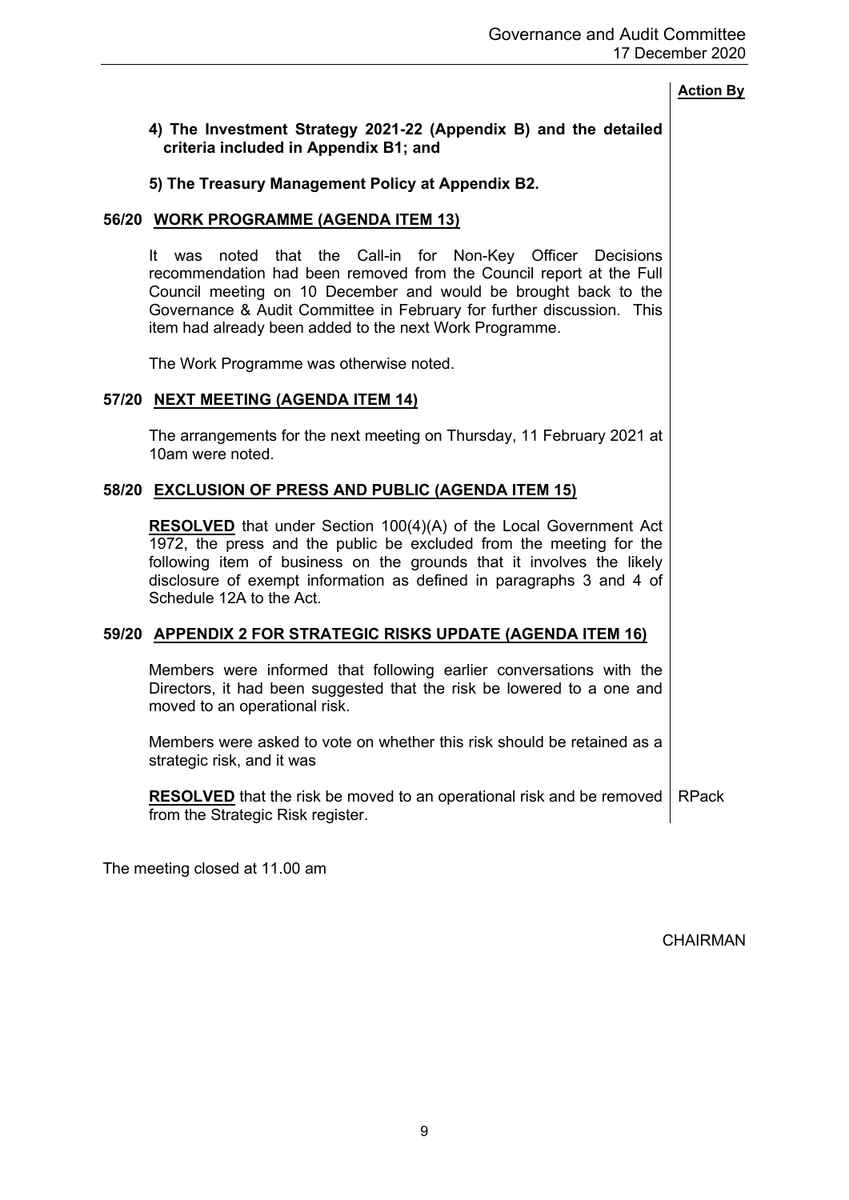**Action By**

**4) The Investment Strategy 2021-22 (Appendix B) and the detailed criteria included in Appendix B1; and**

**5) The Treasury Management Policy at Appendix B2.**

## 56/20 WORK PROGRAMME (AGENDA ITEM 13)

It was noted that the Call-in for Non-Key Officer Decisions recommendation had been removed from the Council report at the Full Council meeting on 10 December and would be brought back to the Governance & Audit Committee in February for further discussion. This item had already been added to the next Work Programme.

The Work Programme was otherwise noted.

## 57/20 NEXT MEETING (AGENDA ITEM 14)

The arrangements for the next meeting on Thursday, 11 February 2021 at 10am were noted.

## 58/20 EXCLUSION OF PRESS AND PUBLIC (AGENDA ITEM 15)

**RESOLVED** that under Section 100(4)(A) of the Local Government Act 1972, the press and the public be excluded from the meeting for the following item of business on the grounds that it involves the likely disclosure of exempt information as defined in paragraphs 3 and 4 of Schedule 12A to the Act.

## 59/20 APPENDIX 2 FOR STRATEGIC RISKS UPDATE (AGENDA ITEM 16)

Members were informed that following earlier conversations with the Directors, it had been suggested that the risk be lowered to a one and moved to an operational risk.

Members were asked to vote on whether this risk should be retained as a strategic risk, and it was

**RESOLVED** that the risk be moved to an operational risk and be removed from the Strategic Risk register. — RPack

The meeting closed at 11.00 am

CHAIRMAN